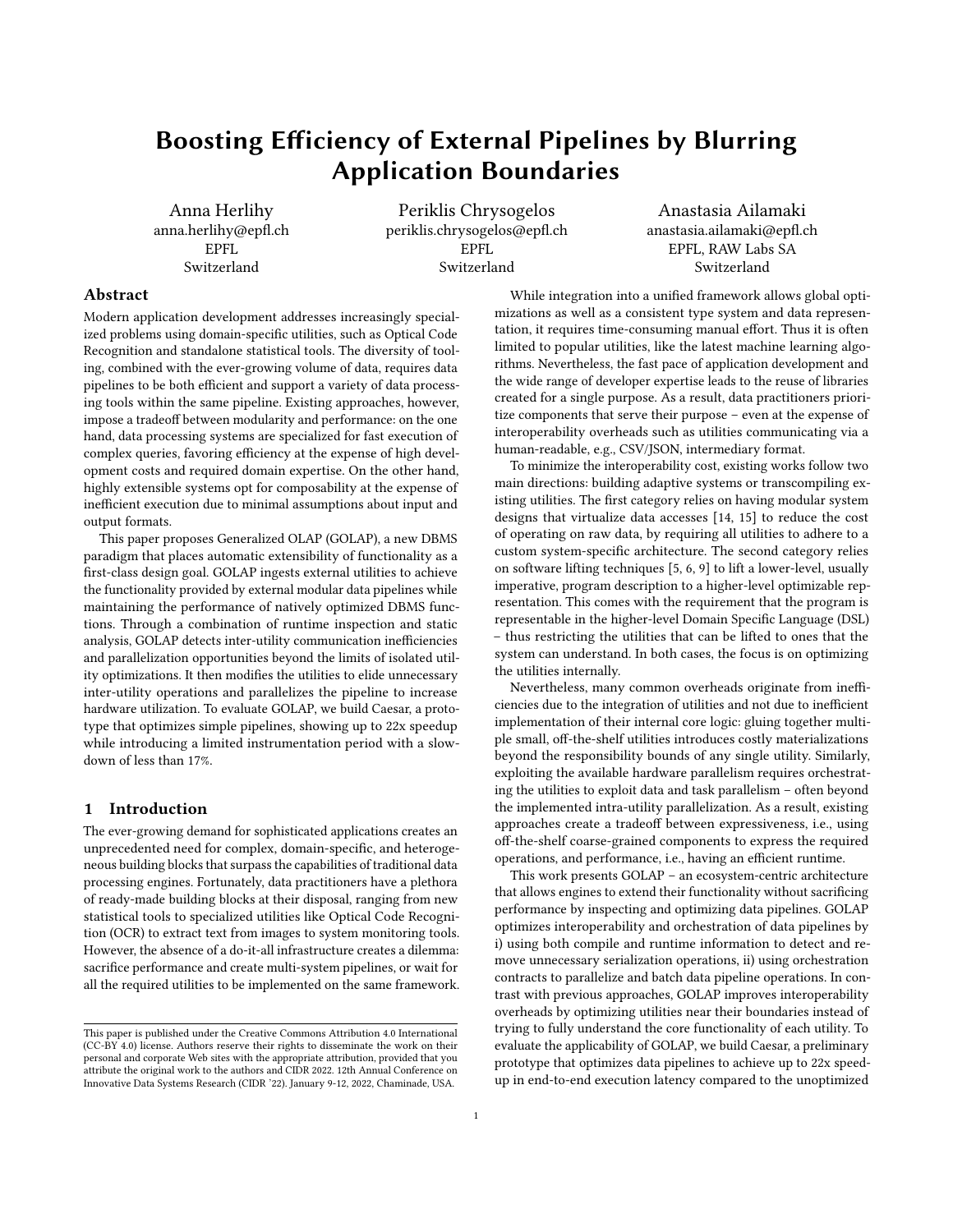# Boosting Efficiency of External Pipelines by Blurring Application Boundaries

Anna Herlihy
anna.herlihy@epfl.ch
EPFL
Switzerland

Periklis Chrysogelos
periklis.chrysogelos@epfl.ch
EPFL
Switzerland

Anastasia Ailamaki
anastasia.ailamaki@epfl.ch
EPFL, RAW Labs SA
Switzerland

## Abstract

Modern application development addresses increasingly specialized problems using domain-specific utilities, such as Optical Code Recognition and standalone statistical tools. The diversity of tooling, combined with the ever-growing volume of data, requires data pipelines to be both efficient and support a variety of data processing tools within the same pipeline. Existing approaches, however, impose a tradeoff between modularity and performance: on the one hand, data processing systems are specialized for fast execution of complex queries, favoring efficiency at the expense of high development costs and required domain expertise. On the other hand, highly extensible systems opt for composability at the expense of inefficient execution due to minimal assumptions about input and output formats.

This paper proposes Generalized OLAP (GOLAP), a new DBMS paradigm that places automatic extensibility of functionality as a first-class design goal. GOLAP ingests external utilities to achieve the functionality provided by external modular data pipelines while maintaining the performance of natively optimized DBMS functions. Through a combination of runtime inspection and static analysis, GOLAP detects inter-utility communication inefficiencies and parallelization opportunities beyond the limits of isolated utility optimizations. It then modifies the utilities to elide unnecessary inter-utility operations and parallelizes the pipeline to increase hardware utilization. To evaluate GOLAP, we build Caesar, a prototype that optimizes simple pipelines, showing up to 22x speedup while introducing a limited instrumentation period with a slowdown of less than 17%.

## 1 Introduction

The ever-growing demand for sophisticated applications creates an unprecedented need for complex, domain-specific, and heterogeneous building blocks that surpass the capabilities of traditional data processing engines. Fortunately, data practitioners have a plethora of ready-made building blocks at their disposal, ranging from new statistical tools to specialized utilities like Optical Code Recognition (OCR) to extract text from images to system monitoring tools. However, the absence of a do-it-all infrastructure creates a dilemma: sacrifice performance and create multi-system pipelines, or wait for all the required utilities to be implemented on the same framework.

While integration into a unified framework allows global optimizations as well as a consistent type system and data representation, it requires time-consuming manual effort. Thus it is often limited to popular utilities, like the latest machine learning algorithms. Nevertheless, the fast pace of application development and the wide range of developer expertise leads to the reuse of libraries created for a single purpose. As a result, data practitioners prioritize components that serve their purpose – even at the expense of interoperability overheads such as utilities communicating via a human-readable, e.g., CSV/JSON, intermediary format.

To minimize the interoperability cost, existing works follow two main directions: building adaptive systems or transcompiling existing utilities. The first category relies on having modular system designs that virtualize data accesses [14, 15] to reduce the cost of operating on raw data, by requiring all utilities to adhere to a custom system-specific architecture. The second category relies on software lifting techniques [5, 6, 9] to lift a lower-level, usually imperative, program description to a higher-level optimizable representation. This comes with the requirement that the program is representable in the higher-level Domain Specific Language (DSL) – thus restricting the utilities that can be lifted to ones that the system can understand. In both cases, the focus is on optimizing the utilities internally.

Nevertheless, many common overheads originate from inefficiencies due to the integration of utilities and not due to inefficient implementation of their internal core logic: gluing together multiple small, off-the-shelf utilities introduces costly materializations beyond the responsibility bounds of any single utility. Similarly, exploiting the available hardware parallelism requires orchestrating the utilities to exploit data and task parallelism – often beyond the implemented intra-utility parallelization. As a result, existing approaches create a tradeoff between expressiveness, i.e., using off-the-shelf coarse-grained components to express the required operations, and performance, i.e., having an efficient runtime.

This work presents GOLAP – an ecosystem-centric architecture that allows engines to extend their functionality without sacrificing performance by inspecting and optimizing data pipelines. GOLAP optimizes interoperability and orchestration of data pipelines by i) using both compile and runtime information to detect and remove unnecessary serialization operations, ii) using orchestration contracts to parallelize and batch data pipeline operations. In contrast with previous approaches, GOLAP improves interoperability overheads by optimizing utilities near their boundaries instead of trying to fully understand the core functionality of each utility. To evaluate the applicability of GOLAP, we build Caesar, a preliminary prototype that optimizes data pipelines to achieve up to 22x speedup in end-to-end execution latency compared to the unoptimized

This paper is published under the Creative Commons Attribution 4.0 International (CC-BY 4.0) license. Authors reserve their rights to disseminate the work on their personal and corporate Web sites with the appropriate attribution, provided that you attribute the original work to the authors and CIDR 2022. 12th Annual Conference on Innovative Data Systems Research (CIDR '22). January 9-12, 2022, Chaminade, USA.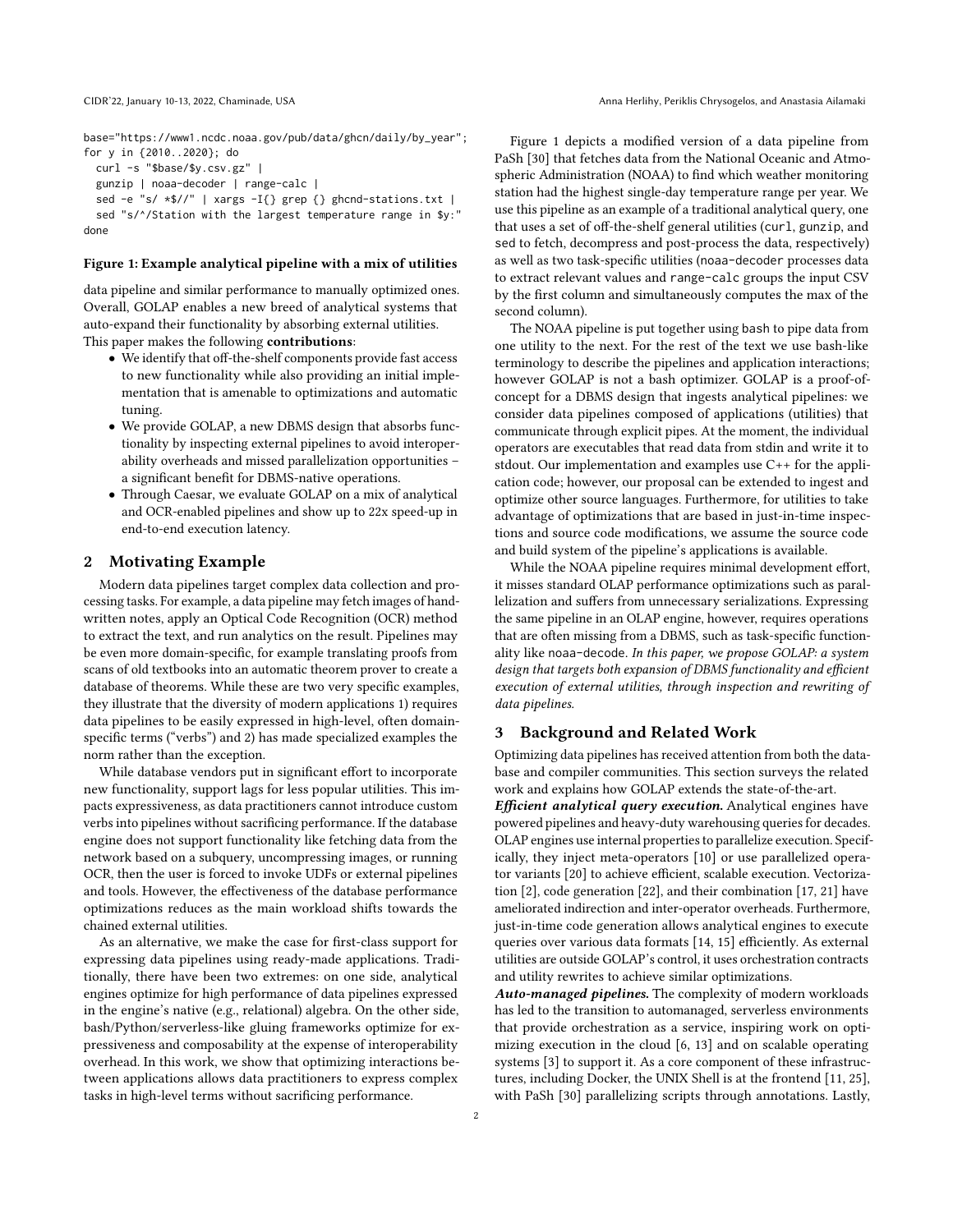```
base="https://www1.ncdc.noaa.gov/pub/data/ghcn/daily/by_year";
for y in {2010..2020}; do
  curl -s "$base/$y.csv.gz" |
  gunzip | noaa-decoder | range-calc |
  sed -e "s/ *$//" | xargs -I{} grep {} ghcnd-stations.txt |
  sed "s/^/Station with the largest temperature range in $y:"
done
```

**Figure 1: Example analytical pipeline with a mix of utilities**

data pipeline and similar performance to manually optimized ones. Overall, GOLAP enables a new breed of analytical systems that auto-expand their functionality by absorbing external utilities.

This paper makes the following **contributions**:

- We identify that off-the-shelf components provide fast access to new functionality while also providing an initial implementation that is amenable to optimizations and automatic tuning.
- We provide GOLAP, a new DBMS design that absorbs functionality by inspecting external pipelines to avoid interoperability overheads and missed parallelization opportunities – a significant benefit for DBMS-native operations.
- Through Caesar, we evaluate GOLAP on a mix of analytical and OCR-enabled pipelines and show up to 22x speed-up in end-to-end execution latency.

## 2 Motivating Example

Modern data pipelines target complex data collection and processing tasks. For example, a data pipeline may fetch images of handwritten notes, apply an Optical Code Recognition (OCR) method to extract the text, and run analytics on the result. Pipelines may be even more domain-specific, for example translating proofs from scans of old textbooks into an automatic theorem prover to create a database of theorems. While these are two very specific examples, they illustrate that the diversity of modern applications 1) requires data pipelines to be easily expressed in high-level, often domain-specific terms ("verbs") and 2) has made specialized examples the norm rather than the exception.

While database vendors put in significant effort to incorporate new functionality, support lags for less popular utilities. This impacts expressiveness, as data practitioners cannot introduce custom verbs into pipelines without sacrificing performance. If the database engine does not support functionality like fetching data from the network based on a subquery, uncompressing images, or running OCR, then the user is forced to invoke UDFs or external pipelines and tools. However, the effectiveness of the database performance optimizations reduces as the main workload shifts towards the chained external utilities.

As an alternative, we make the case for first-class support for expressing data pipelines using ready-made applications. Traditionally, there have been two extremes: on one side, analytical engines optimize for high performance of data pipelines expressed in the engine's native (e.g., relational) algebra. On the other side, bash/Python/serverless-like gluing frameworks optimize for expressiveness and composability at the expense of interoperability overhead. In this work, we show that optimizing interactions between applications allows data practitioners to express complex tasks in high-level terms without sacrificing performance.

Figure 1 depicts a modified version of a data pipeline from PaSh [30] that fetches data from the National Oceanic and Atmospheric Administration (NOAA) to find which weather monitoring station had the highest single-day temperature range per year. We use this pipeline as an example of a traditional analytical query, one that uses a set of off-the-shelf general utilities (`curl`, `gunzip`, and `sed` to fetch, decompress and post-process the data, respectively) as well as two task-specific utilities (`noaa-decoder` processes data to extract relevant values and `range-calc` groups the input CSV by the first column and simultaneously computes the max of the second column).

The NOAA pipeline is put together using `bash` to pipe data from one utility to the next. For the rest of the text we use bash-like terminology to describe the pipelines and application interactions; however GOLAP is not a bash optimizer. GOLAP is a proof-of-concept for a DBMS design that ingests analytical pipelines: we consider data pipelines composed of applications (utilities) that communicate through explicit pipes. At the moment, the individual operators are executables that read data from stdin and write it to stdout. Our implementation and examples use C++ for the application code; however, our proposal can be extended to ingest and optimize other source languages. Furthermore, for utilities to take advantage of optimizations that are based in just-in-time inspections and source code modifications, we assume the source code and build system of the pipeline's applications is available.

While the NOAA pipeline requires minimal development effort, it misses standard OLAP performance optimizations such as parallelization and suffers from unnecessary serializations. Expressing the same pipeline in an OLAP engine, however, requires operations that are often missing from a DBMS, such as task-specific functionality like `noaa-decode`. *In this paper, we propose GOLAP: a system design that targets both expansion of DBMS functionality and efficient execution of external utilities, through inspection and rewriting of data pipelines.*

## 3 Background and Related Work

Optimizing data pipelines has received attention from both the database and compiler communities. This section surveys the related work and explains how GOLAP extends the state-of-the-art.

***Efficient analytical query execution.*** Analytical engines have powered pipelines and heavy-duty warehousing queries for decades. OLAP engines use internal properties to parallelize execution. Specifically, they inject meta-operators [10] or use parallelized operator variants [20] to achieve efficient, scalable execution. Vectorization [2], code generation [22], and their combination [17, 21] have ameliorated indirection and inter-operator overheads. Furthermore, just-in-time code generation allows analytical engines to execute queries over various data formats [14, 15] efficiently. As external utilities are outside GOLAP's control, it uses orchestration contracts and utility rewrites to achieve similar optimizations.

***Auto-managed pipelines.*** The complexity of modern workloads has led to the transition to automanaged, serverless environments that provide orchestration as a service, inspiring work on optimizing execution in the cloud [6, 13] and on scalable operating systems [3] to support it. As a core component of these infrastructures, including Docker, the UNIX Shell is at the frontend [11, 25], with PaSh [30] parallelizing scripts through annotations. Lastly,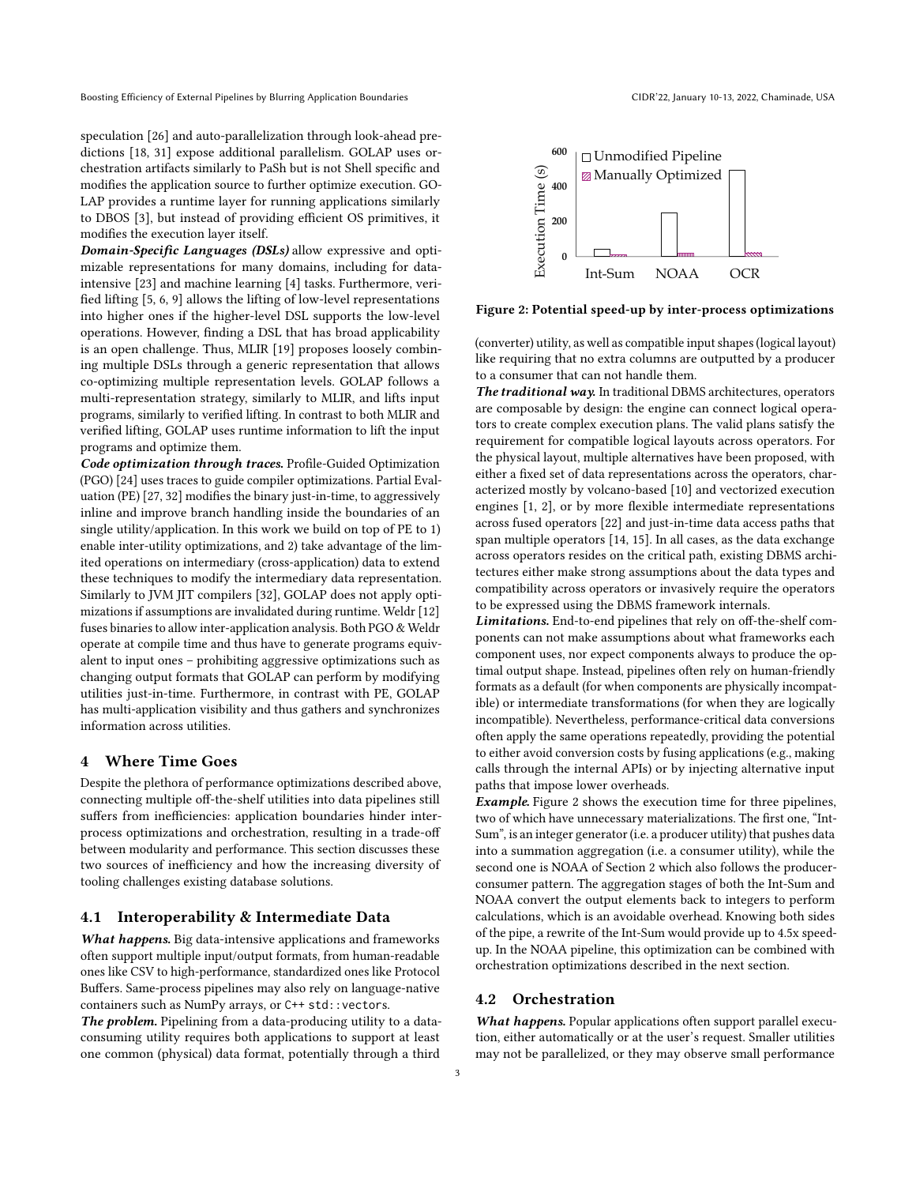speculation [26] and auto-parallelization through look-ahead predictions [18, 31] expose additional parallelism. GOLAP uses orchestration artifacts similarly to PaSh but is not Shell specific and modifies the application source to further optimize execution. GOLAP provides a runtime layer for running applications similarly to DBOS [3], but instead of providing efficient OS primitives, it modifies the execution layer itself.

***Domain-Specific Languages (DSLs)*** allow expressive and optimizable representations for many domains, including for data-intensive [23] and machine learning [4] tasks. Furthermore, verified lifting [5, 6, 9] allows the lifting of low-level representations into higher ones if the higher-level DSL supports the low-level operations. However, finding a DSL that has broad applicability is an open challenge. Thus, MLIR [19] proposes loosely combining multiple DSLs through a generic representation that allows co-optimizing multiple representation levels. GOLAP follows a multi-representation strategy, similarly to MLIR, and lifts input programs, similarly to verified lifting. In contrast to both MLIR and verified lifting, GOLAP uses runtime information to lift the input programs and optimize them.

***Code optimization through traces.*** Profile-Guided Optimization (PGO) [24] uses traces to guide compiler optimizations. Partial Evaluation (PE) [27, 32] modifies the binary just-in-time, to aggressively inline and improve branch handling inside the boundaries of an single utility/application. In this work we build on top of PE to 1) enable inter-utility optimizations, and 2) take advantage of the limited operations on intermediary (cross-application) data to extend these techniques to modify the intermediary data representation. Similarly to JVM JIT compilers [32], GOLAP does not apply optimizations if assumptions are invalidated during runtime. Weldr [12] fuses binaries to allow inter-application analysis. Both PGO & Weldr operate at compile time and thus have to generate programs equivalent to input ones – prohibiting aggressive optimizations such as changing output formats that GOLAP can perform by modifying utilities just-in-time. Furthermore, in contrast with PE, GOLAP has multi-application visibility and thus gathers and synchronizes information across utilities.

# 4 Where Time Goes

Despite the plethora of performance optimizations described above, connecting multiple off-the-shelf utilities into data pipelines still suffers from inefficiencies: application boundaries hinder inter-process optimizations and orchestration, resulting in a trade-off between modularity and performance. This section discusses these two sources of inefficiency and how the increasing diversity of tooling challenges existing database solutions.

## 4.1 Interoperability & Intermediate Data

***What happens.*** Big data-intensive applications and frameworks often support multiple input/output formats, from human-readable ones like CSV to high-performance, standardized ones like Protocol Buffers. Same-process pipelines may also rely on language-native containers such as NumPy arrays, or C++ `std::vectors`.

***The problem.*** Pipelining from a data-producing utility to a data-consuming utility requires both applications to support at least one common (physical) data format, potentially through a third (converter) utility, as well as compatible input shapes (logical layout) like requiring that no extra columns are outputted by a producer to a consumer that can not handle them.

***The traditional way.*** In traditional DBMS architectures, operators are composable by design: the engine can connect logical operators to create complex execution plans. The valid plans satisfy the requirement for compatible logical layouts across operators. For the physical layout, multiple alternatives have been proposed, with either a fixed set of data representations across the operators, characterized mostly by volcano-based [10] and vectorized execution engines [1, 2], or by more flexible intermediate representations across fused operators [22] and just-in-time data access paths that span multiple operators [14, 15]. In all cases, as the data exchange across operators resides on the critical path, existing DBMS architectures either make strong assumptions about the data types and compatibility across operators or invasively require the operators to be expressed using the DBMS framework internals.

***Limitations.*** End-to-end pipelines that rely on off-the-shelf components can not make assumptions about what frameworks each component uses, nor expect components always to produce the optimal output shape. Instead, pipelines often rely on human-friendly formats as a default (for when components are physically incompatible) or intermediate transformations (for when they are logically incompatible). Nevertheless, performance-critical data conversions often apply the same operations repeatedly, providing the potential to either avoid conversion costs by fusing applications (e.g., making calls through the internal APIs) or by injecting alternative input paths that impose lower overheads.

Execution Time (s)
600
400
200
0
Unmodified Pipeline
Manually Optimized
Int-Sum
NOAA
OCR

**Figure 2: Potential speed-up by inter-process optimizations**

***Example.*** Figure 2 shows the execution time for three pipelines, two of which have unnecessary materializations. The first one, "Int-Sum", is an integer generator (i.e. a producer utility) that pushes data into a summation aggregation (i.e. a consumer utility), while the second one is NOAA of Section 2 which also follows the producer-consumer pattern. The aggregation stages of both the Int-Sum and NOAA convert the output elements back to integers to perform calculations, which is an avoidable overhead. Knowing both sides of the pipe, a rewrite of the Int-Sum would provide up to 4.5x speed-up. In the NOAA pipeline, this optimization can be combined with orchestration optimizations described in the next section.

## 4.2 Orchestration

***What happens.*** Popular applications often support parallel execution, either automatically or at the user's request. Smaller utilities may not be parallelized, or they may observe small performance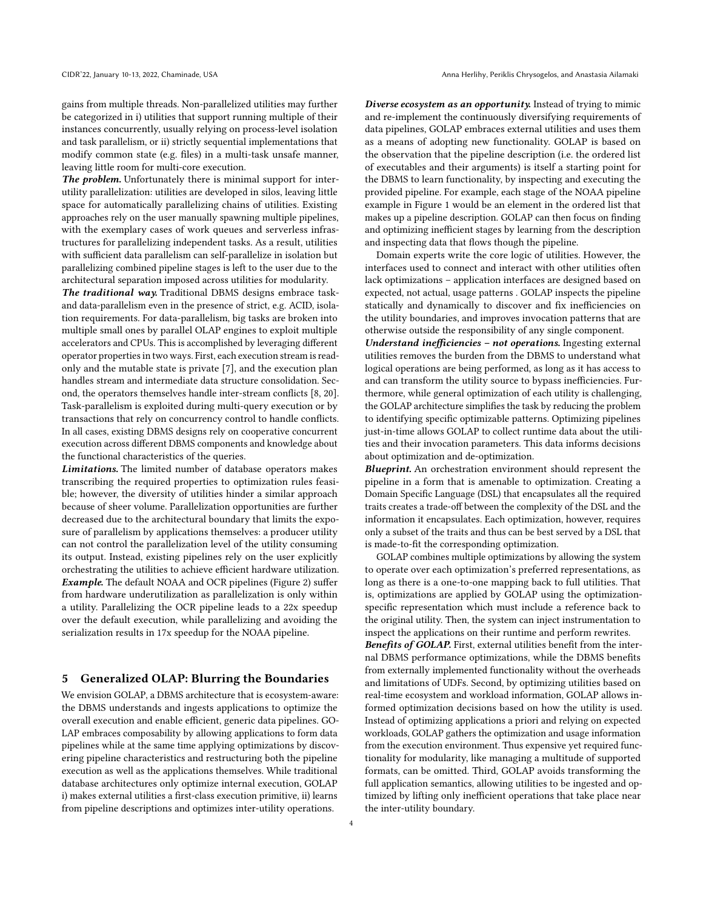gains from multiple threads. Non-parallelized utilities may further be categorized in i) utilities that support running multiple of their instances concurrently, usually relying on process-level isolation and task parallelism, or ii) strictly sequential implementations that modify common state (e.g. files) in a multi-task unsafe manner, leaving little room for multi-core execution.

***The problem.*** Unfortunately there is minimal support for inter-utility parallelization: utilities are developed in silos, leaving little space for automatically parallelizing chains of utilities. Existing approaches rely on the user manually spawning multiple pipelines, with the exemplary cases of work queues and serverless infrastructures for parallelizing independent tasks. As a result, utilities with sufficient data parallelism can self-parallelize in isolation but parallelizing combined pipeline stages is left to the user due to the architectural separation imposed across utilities for modularity.

***The traditional way.*** Traditional DBMS designs embrace task- and data-parallelism even in the presence of strict, e.g. ACID, isolation requirements. For data-parallelism, big tasks are broken into multiple small ones by parallel OLAP engines to exploit multiple accelerators and CPUs. This is accomplished by leveraging different operator properties in two ways. First, each execution stream is read-only and the mutable state is private [7], and the execution plan handles stream and intermediate data structure consolidation. Second, the operators themselves handle inter-stream conflicts [8, 20]. Task-parallelism is exploited during multi-query execution or by transactions that rely on concurrency control to handle conflicts. In all cases, existing DBMS designs rely on cooperative concurrent execution across different DBMS components and knowledge about the functional characteristics of the queries.

***Limitations.*** The limited number of database operators makes transcribing the required properties to optimization rules feasible; however, the diversity of utilities hinder a similar approach because of sheer volume. Parallelization opportunities are further decreased due to the architectural boundary that limits the exposure of parallelism by applications themselves: a producer utility can not control the parallelization level of the utility consuming its output. Instead, existing pipelines rely on the user explicitly orchestrating the utilities to achieve efficient hardware utilization.

***Example.*** The default NOAA and OCR pipelines (Figure 2) suffer from hardware underutilization as parallelization is only within a utility. Parallelizing the OCR pipeline leads to a 22x speedup over the default execution, while parallelizing and avoiding the serialization results in 17x speedup for the NOAA pipeline.

## 5 Generalized OLAP: Blurring the Boundaries

We envision GOLAP, a DBMS architecture that is ecosystem-aware: the DBMS understands and ingests applications to optimize the overall execution and enable efficient, generic data pipelines. GOLAP embraces composability by allowing applications to form data pipelines while at the same time applying optimizations by discovering pipeline characteristics and restructuring both the pipeline execution as well as the applications themselves. While traditional database architectures only optimize internal execution, GOLAP i) makes external utilities a first-class execution primitive, ii) learns from pipeline descriptions and optimizes inter-utility operations.

***Diverse ecosystem as an opportunity.*** Instead of trying to mimic and re-implement the continuously diversifying requirements of data pipelines, GOLAP embraces external utilities and uses them as a means of adopting new functionality. GOLAP is based on the observation that the pipeline description (i.e. the ordered list of executables and their arguments) is itself a starting point for the DBMS to learn functionality, by inspecting and executing the provided pipeline. For example, each stage of the NOAA pipeline example in Figure 1 would be an element in the ordered list that makes up a pipeline description. GOLAP can then focus on finding and optimizing inefficient stages by learning from the description and inspecting data that flows though the pipeline.

Domain experts write the core logic of utilities. However, the interfaces used to connect and interact with other utilities often lack optimizations – application interfaces are designed based on expected, not actual, usage patterns . GOLAP inspects the pipeline statically and dynamically to discover and fix inefficiencies on the utility boundaries, and improves invocation patterns that are otherwise outside the responsibility of any single component.

***Understand inefficiencies – not operations.*** Ingesting external utilities removes the burden from the DBMS to understand what logical operations are being performed, as long as it has access to and can transform the utility source to bypass inefficiencies. Furthermore, while general optimization of each utility is challenging, the GOLAP architecture simplifies the task by reducing the problem to identifying specific optimizable patterns. Optimizing pipelines just-in-time allows GOLAP to collect runtime data about the utilities and their invocation parameters. This data informs decisions about optimization and de-optimization.

***Blueprint.*** An orchestration environment should represent the pipeline in a form that is amenable to optimization. Creating a Domain Specific Language (DSL) that encapsulates all the required traits creates a trade-off between the complexity of the DSL and the information it encapsulates. Each optimization, however, requires only a subset of the traits and thus can be best served by a DSL that is made-to-fit the corresponding optimization.

GOLAP combines multiple optimizations by allowing the system to operate over each optimization's preferred representations, as long as there is a one-to-one mapping back to full utilities. That is, optimizations are applied by GOLAP using the optimization-specific representation which must include a reference back to the original utility. Then, the system can inject instrumentation to inspect the applications on their runtime and perform rewrites.

***Benefits of GOLAP.*** First, external utilities benefit from the internal DBMS performance optimizations, while the DBMS benefits from externally implemented functionality without the overheads and limitations of UDFs. Second, by optimizing utilities based on real-time ecosystem and workload information, GOLAP allows informed optimization decisions based on how the utility is used. Instead of optimizing applications a priori and relying on expected workloads, GOLAP gathers the optimization and usage information from the execution environment. Thus expensive yet required functionality for modularity, like managing a multitude of supported formats, can be omitted. Third, GOLAP avoids transforming the full application semantics, allowing utilities to be ingested and optimized by lifting only inefficient operations that take place near the inter-utility boundary.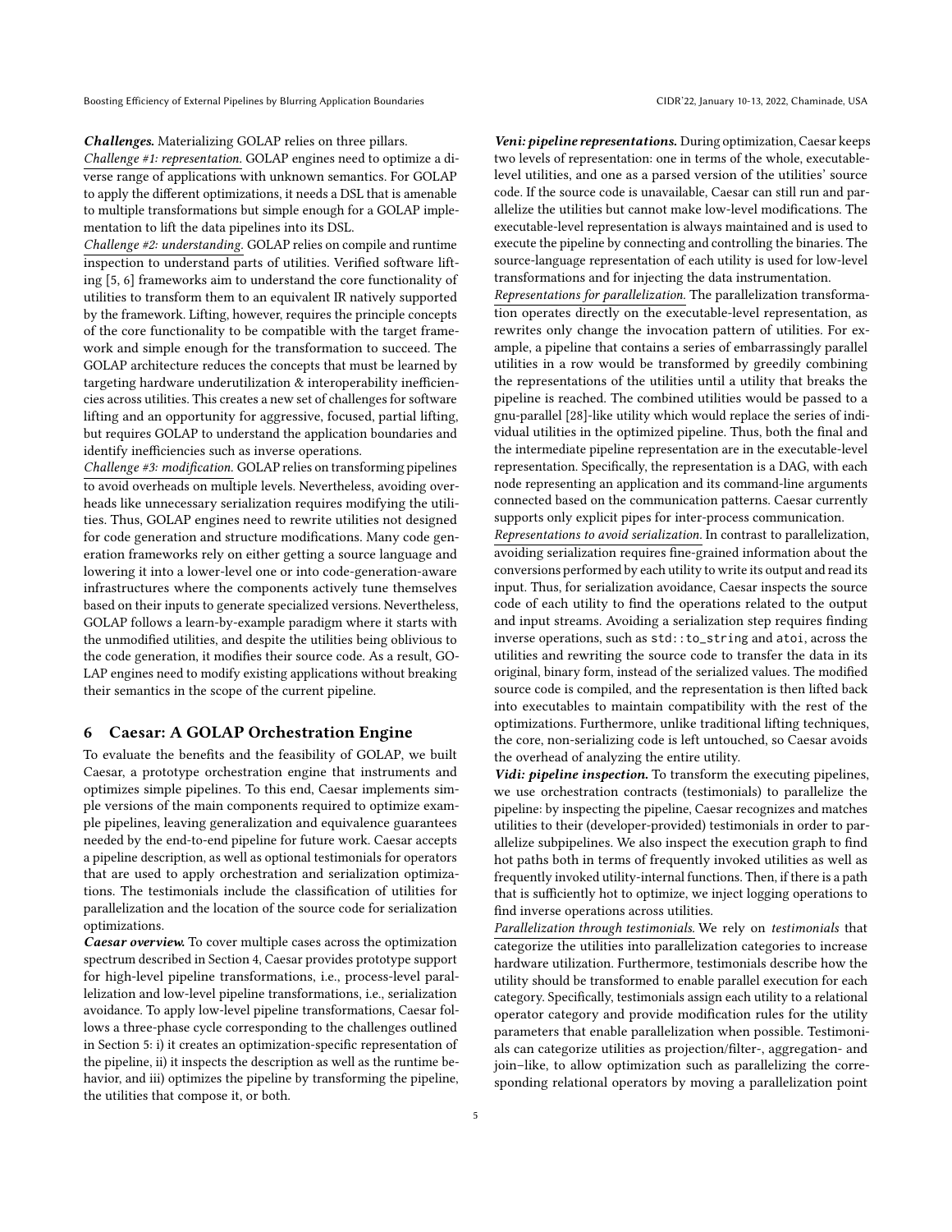***Challenges.*** Materializing GOLAP relies on three pillars.

*Challenge #1: representation.* GOLAP engines need to optimize a diverse range of applications with unknown semantics. For GOLAP to apply the different optimizations, it needs a DSL that is amenable to multiple transformations but simple enough for a GOLAP implementation to lift the data pipelines into its DSL.

*Challenge #2: understanding.* GOLAP relies on compile and runtime inspection to understand parts of utilities. Verified software lifting [5, 6] frameworks aim to understand the core functionality of utilities to transform them to an equivalent IR natively supported by the framework. Lifting, however, requires the principle concepts of the core functionality to be compatible with the target framework and simple enough for the transformation to succeed. The GOLAP architecture reduces the concepts that must be learned by targeting hardware underutilization & interoperability inefficiencies across utilities. This creates a new set of challenges for software lifting and an opportunity for aggressive, focused, partial lifting, but requires GOLAP to understand the application boundaries and identify inefficiencies such as inverse operations.

*Challenge #3: modification.* GOLAP relies on transforming pipelines to avoid overheads on multiple levels. Nevertheless, avoiding overheads like unnecessary serialization requires modifying the utilities. Thus, GOLAP engines need to rewrite utilities not designed for code generation and structure modifications. Many code generation frameworks rely on either getting a source language and lowering it into a lower-level one or into code-generation-aware infrastructures where the components actively tune themselves based on their inputs to generate specialized versions. Nevertheless, GOLAP follows a learn-by-example paradigm where it starts with the unmodified utilities, and despite the utilities being oblivious to the code generation, it modifies their source code. As a result, GOLAP engines need to modify existing applications without breaking their semantics in the scope of the current pipeline.

## 6 Caesar: A GOLAP Orchestration Engine

To evaluate the benefits and the feasibility of GOLAP, we built Caesar, a prototype orchestration engine that instruments and optimizes simple pipelines. To this end, Caesar implements simple versions of the main components required to optimize example pipelines, leaving generalization and equivalence guarantees needed by the end-to-end pipeline for future work. Caesar accepts a pipeline description, as well as optional testimonials for operators that are used to apply orchestration and serialization optimizations. The testimonials include the classification of utilities for parallelization and the location of the source code for serialization optimizations.

***Caesar overview.*** To cover multiple cases across the optimization spectrum described in Section 4, Caesar provides prototype support for high-level pipeline transformations, i.e., process-level parallelization and low-level pipeline transformations, i.e., serialization avoidance. To apply low-level pipeline transformations, Caesar follows a three-phase cycle corresponding to the challenges outlined in Section 5: i) it creates an optimization-specific representation of the pipeline, ii) it inspects the description as well as the runtime behavior, and iii) optimizes the pipeline by transforming the pipeline, the utilities that compose it, or both.

***Veni: pipeline representations.*** During optimization, Caesar keeps two levels of representation: one in terms of the whole, executable-level utilities, and one as a parsed version of the utilities' source code. If the source code is unavailable, Caesar can still run and parallelize the utilities but cannot make low-level modifications. The executable-level representation is always maintained and is used to execute the pipeline by connecting and controlling the binaries. The source-language representation of each utility is used for low-level transformations and for injecting the data instrumentation.

*Representations for parallelization.* The parallelization transformation operates directly on the executable-level representation, as rewrites only change the invocation pattern of utilities. For example, a pipeline that contains a series of embarrassingly parallel utilities in a row would be transformed by greedily combining the representations of the utilities until a utility that breaks the pipeline is reached. The combined utilities would be passed to a gnu-parallel [28]-like utility which would replace the series of individual utilities in the optimized pipeline. Thus, both the final and the intermediate pipeline representation are in the executable-level representation. Specifically, the representation is a DAG, with each node representing an application and its command-line arguments connected based on the communication patterns. Caesar currently supports only explicit pipes for inter-process communication.

*Representations to avoid serialization.* In contrast to parallelization, avoiding serialization requires fine-grained information about the conversions performed by each utility to write its output and read its input. Thus, for serialization avoidance, Caesar inspects the source code of each utility to find the operations related to the output and input streams. Avoiding a serialization step requires finding inverse operations, such as `std::to_string` and `atoi`, across the utilities and rewriting the source code to transfer the data in its original, binary form, instead of the serialized values. The modified source code is compiled, and the representation is then lifted back into executables to maintain compatibility with the rest of the optimizations. Furthermore, unlike traditional lifting techniques, the core, non-serializing code is left untouched, so Caesar avoids the overhead of analyzing the entire utility.

***Vidi: pipeline inspection.*** To transform the executing pipelines, we use orchestration contracts (testimonials) to parallelize the pipeline: by inspecting the pipeline, Caesar recognizes and matches utilities to their (developer-provided) testimonials in order to parallelize subpipelines. We also inspect the execution graph to find hot paths both in terms of frequently invoked utilities as well as frequently invoked utility-internal functions. Then, if there is a path that is sufficiently hot to optimize, we inject logging operations to find inverse operations across utilities.

*Parallelization through testimonials.* We rely on *testimonials* that categorize the utilities into parallelization categories to increase hardware utilization. Furthermore, testimonials describe how the utility should be transformed to enable parallel execution for each category. Specifically, testimonials assign each utility to a relational operator category and provide modification rules for the utility parameters that enable parallelization when possible. Testimonials can categorize utilities as projection/filter-, aggregation- and join–like, to allow optimization such as parallelizing the corresponding relational operators by moving a parallelization point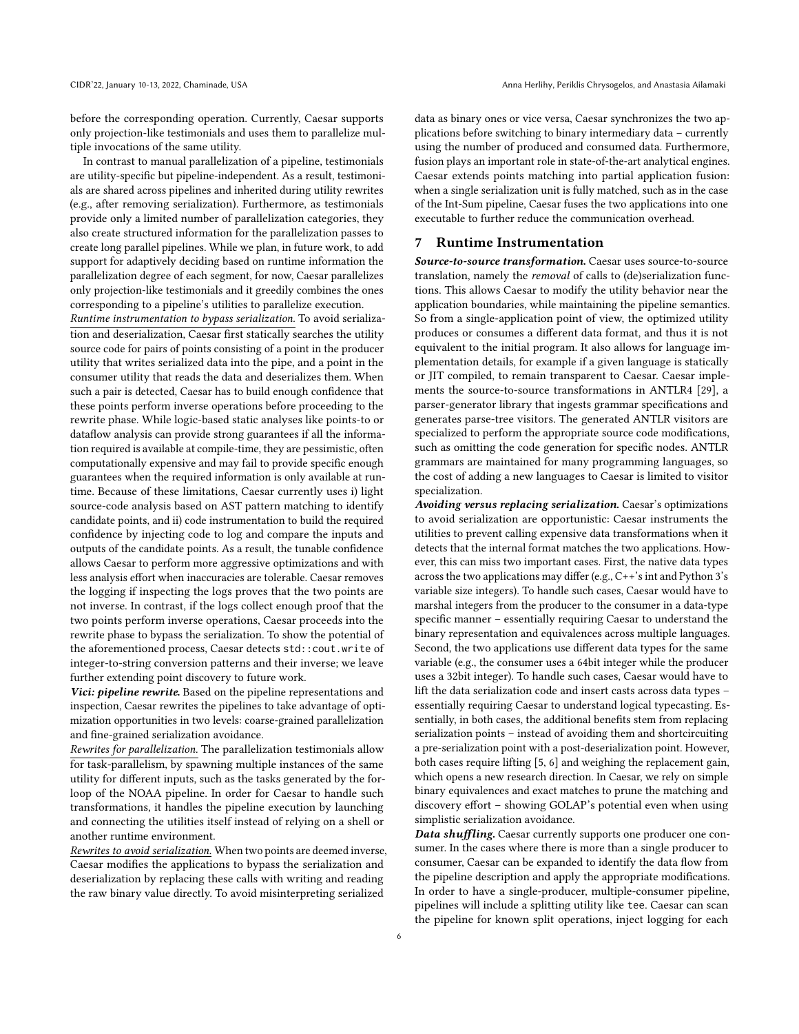before the corresponding operation. Currently, Caesar supports only projection-like testimonials and uses them to parallelize multiple invocations of the same utility.

In contrast to manual parallelization of a pipeline, testimonials are utility-specific but pipeline-independent. As a result, testimonials are shared across pipelines and inherited during utility rewrites (e.g., after removing serialization). Furthermore, as testimonials provide only a limited number of parallelization categories, they also create structured information for the parallelization passes to create long parallel pipelines. While we plan, in future work, to add support for adaptively deciding based on runtime information the parallelization degree of each segment, for now, Caesar parallelizes only projection-like testimonials and it greedily combines the ones corresponding to a pipeline's utilities to parallelize execution.

Runtime instrumentation to bypass serialization. To avoid serialization and deserialization, Caesar first statically searches the utility source code for pairs of points consisting of a point in the producer utility that writes serialized data into the pipe, and a point in the consumer utility that reads the data and deserializes them. When such a pair is detected, Caesar has to build enough confidence that these points perform inverse operations before proceeding to the rewrite phase. While logic-based static analyses like points-to or dataflow analysis can provide strong guarantees if all the information required is available at compile-time, they are pessimistic, often computationally expensive and may fail to provide specific enough guarantees when the required information is only available at runtime. Because of these limitations, Caesar currently uses i) light source-code analysis based on AST pattern matching to identify candidate points, and ii) code instrumentation to build the required confidence by injecting code to log and compare the inputs and outputs of the candidate points. As a result, the tunable confidence allows Caesar to perform more aggressive optimizations and with less analysis effort when inaccuracies are tolerable. Caesar removes the logging if inspecting the logs proves that the two points are not inverse. In contrast, if the logs collect enough proof that the two points perform inverse operations, Caesar proceeds into the rewrite phase to bypass the serialization. To show the potential of the aforementioned process, Caesar detects `std::cout.write` of integer-to-string conversion patterns and their inverse; we leave further extending point discovery to future work.

***Vici: pipeline rewrite.*** Based on the pipeline representations and inspection, Caesar rewrites the pipelines to take advantage of optimization opportunities in two levels: coarse-grained parallelization and fine-grained serialization avoidance.

Rewrites for parallelization. The parallelization testimonials allow for task-parallelism, by spawning multiple instances of the same utility for different inputs, such as the tasks generated by the for-loop of the NOAA pipeline. In order for Caesar to handle such transformations, it handles the pipeline execution by launching and connecting the utilities itself instead of relying on a shell or another runtime environment.

Rewrites to avoid serialization. When two points are deemed inverse, Caesar modifies the applications to bypass the serialization and deserialization by replacing these calls with writing and reading the raw binary value directly. To avoid misinterpreting serialized data as binary ones or vice versa, Caesar synchronizes the two applications before switching to binary intermediary data – currently using the number of produced and consumed data. Furthermore, fusion plays an important role in state-of-the-art analytical engines. Caesar extends points matching into partial application fusion: when a single serialization unit is fully matched, such as in the case of the Int-Sum pipeline, Caesar fuses the two applications into one executable to further reduce the communication overhead.

## 7 Runtime Instrumentation

***Source-to-source transformation.*** Caesar uses source-to-source translation, namely the *removal* of calls to (de)serialization functions. This allows Caesar to modify the utility behavior near the application boundaries, while maintaining the pipeline semantics. So from a single-application point of view, the optimized utility produces or consumes a different data format, and thus it is not equivalent to the initial program. It also allows for language implementation details, for example if a given language is statically or JIT compiled, to remain transparent to Caesar. Caesar implements the source-to-source transformations in ANTLR4 [29], a parser-generator library that ingests grammar specifications and generates parse-tree visitors. The generated ANTLR visitors are specialized to perform the appropriate source code modifications, such as omitting the code generation for specific nodes. ANTLR grammars are maintained for many programming languages, so the cost of adding a new languages to Caesar is limited to visitor specialization.

***Avoiding versus replacing serialization.*** Caesar's optimizations to avoid serialization are opportunistic: Caesar instruments the utilities to prevent calling expensive data transformations when it detects that the internal format matches the two applications. However, this can miss two important cases. First, the native data types across the two applications may differ (e.g., C++'s int and Python 3's variable size integers). To handle such cases, Caesar would have to marshal integers from the producer to the consumer in a data-type specific manner – essentially requiring Caesar to understand the binary representation and equivalences across multiple languages. Second, the two applications use different data types for the same variable (e.g., the consumer uses a 64bit integer while the producer uses a 32bit integer). To handle such cases, Caesar would have to lift the data serialization code and insert casts across data types – essentially requiring Caesar to understand logical typecasting. Essentially, in both cases, the additional benefits stem from replacing serialization points – instead of avoiding them and shortcircuiting a pre-serialization point with a post-deserialization point. However, both cases require lifting [5, 6] and weighing the replacement gain, which opens a new research direction. In Caesar, we rely on simple binary equivalences and exact matches to prune the matching and discovery effort – showing GOLAP's potential even when using simplistic serialization avoidance.

***Data shuffling.*** Caesar currently supports one producer one consumer. In the cases where there is more than a single producer to consumer, Caesar can be expanded to identify the data flow from the pipeline description and apply the appropriate modifications. In order to have a single-producer, multiple-consumer pipeline, pipelines will include a splitting utility like `tee`. Caesar can scan the pipeline for known split operations, inject logging for each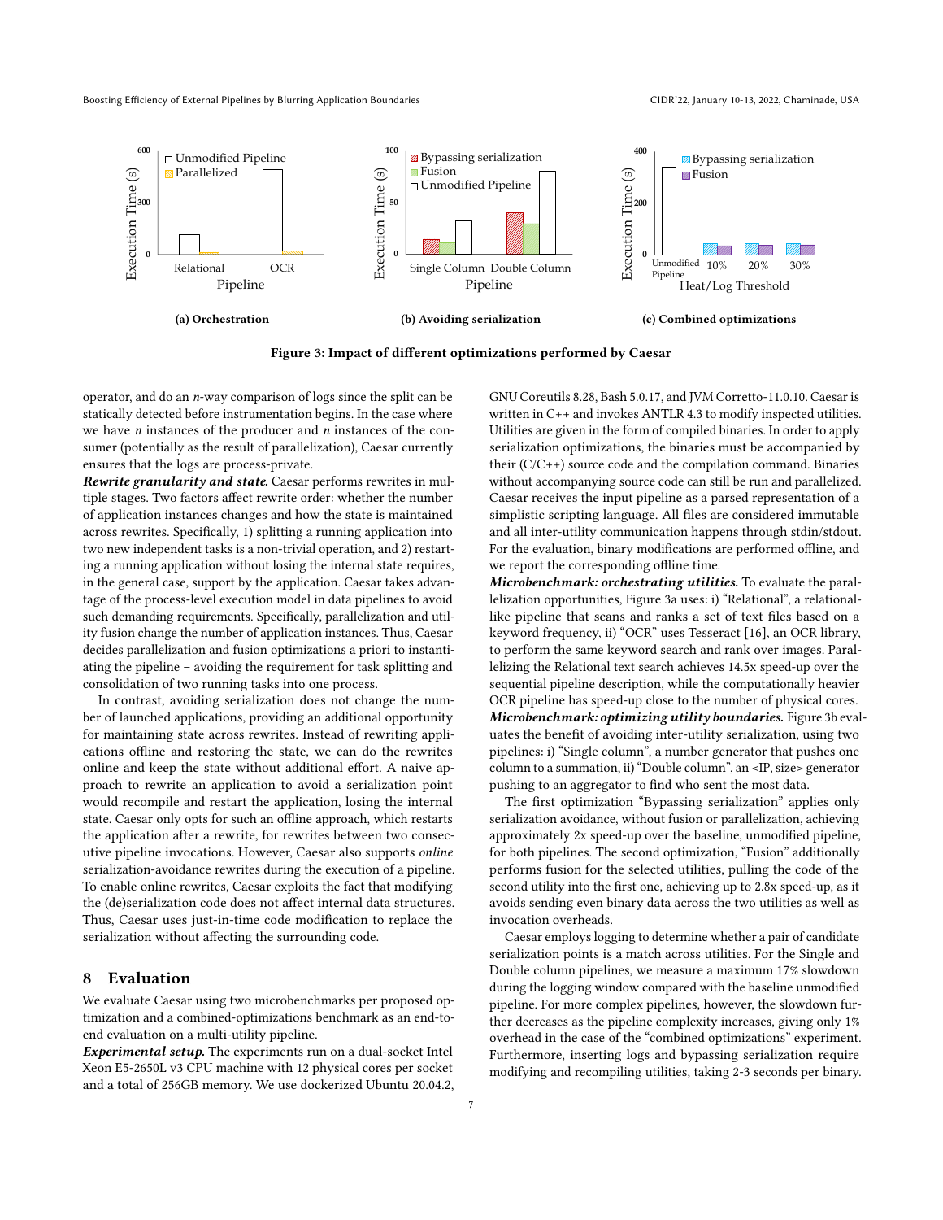Execution Time (s)
600
300
0
Unmodified Pipeline
Parallelized
Relational
OCR
Pipeline

**(a) Orchestration**

Execution Time (s)
100
50
0
Bypassing serialization
Fusion
Unmodified Pipeline
Single Column
Double Column
Pipeline

**(b) Avoiding serialization**

Execution Time (s)
400
200
0
Bypassing serialization
Fusion
Unmodified Pipeline
10%
20%
30%
Heat/Log Threshold

**(c) Combined optimizations**

**Figure 3: Impact of different optimizations performed by Caesar**

operator, and do an $n$-way comparison of logs since the split can be statically detected before instrumentation begins. In the case where we have $n$ instances of the producer and $n$ instances of the consumer (potentially as the result of parallelization), Caesar currently ensures that the logs are process-private.

***Rewrite granularity and state.*** Caesar performs rewrites in multiple stages. Two factors affect rewrite order: whether the number of application instances changes and how the state is maintained across rewrites. Specifically, 1) splitting a running application into two new independent tasks is a non-trivial operation, and 2) restarting a running application without losing the internal state requires, in the general case, support by the application. Caesar takes advantage of the process-level execution model in data pipelines to avoid such demanding requirements. Specifically, parallelization and utility fusion change the number of application instances. Thus, Caesar decides parallelization and fusion optimizations a priori to instantiating the pipeline – avoiding the requirement for task splitting and consolidation of two running tasks into one process.

In contrast, avoiding serialization does not change the number of launched applications, providing an additional opportunity for maintaining state across rewrites. Instead of rewriting applications offline and restoring the state, we can do the rewrites online and keep the state without additional effort. A naive approach to rewrite an application to avoid a serialization point would recompile and restart the application, losing the internal state. Caesar only opts for such an offline approach, which restarts the application after a rewrite, for rewrites between two consecutive pipeline invocations. However, Caesar also supports *online* serialization-avoidance rewrites during the execution of a pipeline. To enable online rewrites, Caesar exploits the fact that modifying the (de)serialization code does not affect internal data structures. Thus, Caesar uses just-in-time code modification to replace the serialization without affecting the surrounding code.

## 8 Evaluation

We evaluate Caesar using two microbenchmarks per proposed optimization and a combined-optimizations benchmark as an end-to-end evaluation on a multi-utility pipeline.

***Experimental setup.*** The experiments run on a dual-socket Intel Xeon E5-2650L v3 CPU machine with 12 physical cores per socket and a total of 256GB memory. We use dockerized Ubuntu 20.04.2, GNU Coreutils 8.28, Bash 5.0.17, and JVM Corretto-11.0.10. Caesar is written in C++ and invokes ANTLR 4.3 to modify inspected utilities. Utilities are given in the form of compiled binaries. In order to apply serialization optimizations, the binaries must be accompanied by their (C/C++) source code and the compilation command. Binaries without accompanying source code can still be run and parallelized. Caesar receives the input pipeline as a parsed representation of a simplistic scripting language. All files are considered immutable and all inter-utility communication happens through stdin/stdout. For the evaluation, binary modifications are performed offline, and we report the corresponding offline time.

***Microbenchmark: orchestrating utilities.*** To evaluate the parallelization opportunities, Figure 3a uses: i) "Relational", a relational-like pipeline that scans and ranks a set of text files based on a keyword frequency, ii) "OCR" uses Tesseract [16], an OCR library, to perform the same keyword search and rank over images. Parallelizing the Relational text search achieves 14.5x speed-up over the sequential pipeline description, while the computationally heavier OCR pipeline has speed-up close to the number of physical cores.

***Microbenchmark: optimizing utility boundaries.*** Figure 3b evaluates the benefit of avoiding inter-utility serialization, using two pipelines: i) "Single column", a number generator that pushes one column to a summation, ii) "Double column", an <IP, size> generator pushing to an aggregator to find who sent the most data.

The first optimization "Bypassing serialization" applies only serialization avoidance, without fusion or parallelization, achieving approximately 2x speed-up over the baseline, unmodified pipeline, for both pipelines. The second optimization, "Fusion" additionally performs fusion for the selected utilities, pulling the code of the second utility into the first one, achieving up to 2.8x speed-up, as it avoids sending even binary data across the two utilities as well as invocation overheads.

Caesar employs logging to determine whether a pair of candidate serialization points is a match across utilities. For the Single and Double column pipelines, we measure a maximum 17% slowdown during the logging window compared with the baseline unmodified pipeline. For more complex pipelines, however, the slowdown further decreases as the pipeline complexity increases, giving only 1% overhead in the case of the "combined optimizations" experiment. Furthermore, inserting logs and bypassing serialization require modifying and recompiling utilities, taking 2-3 seconds per binary.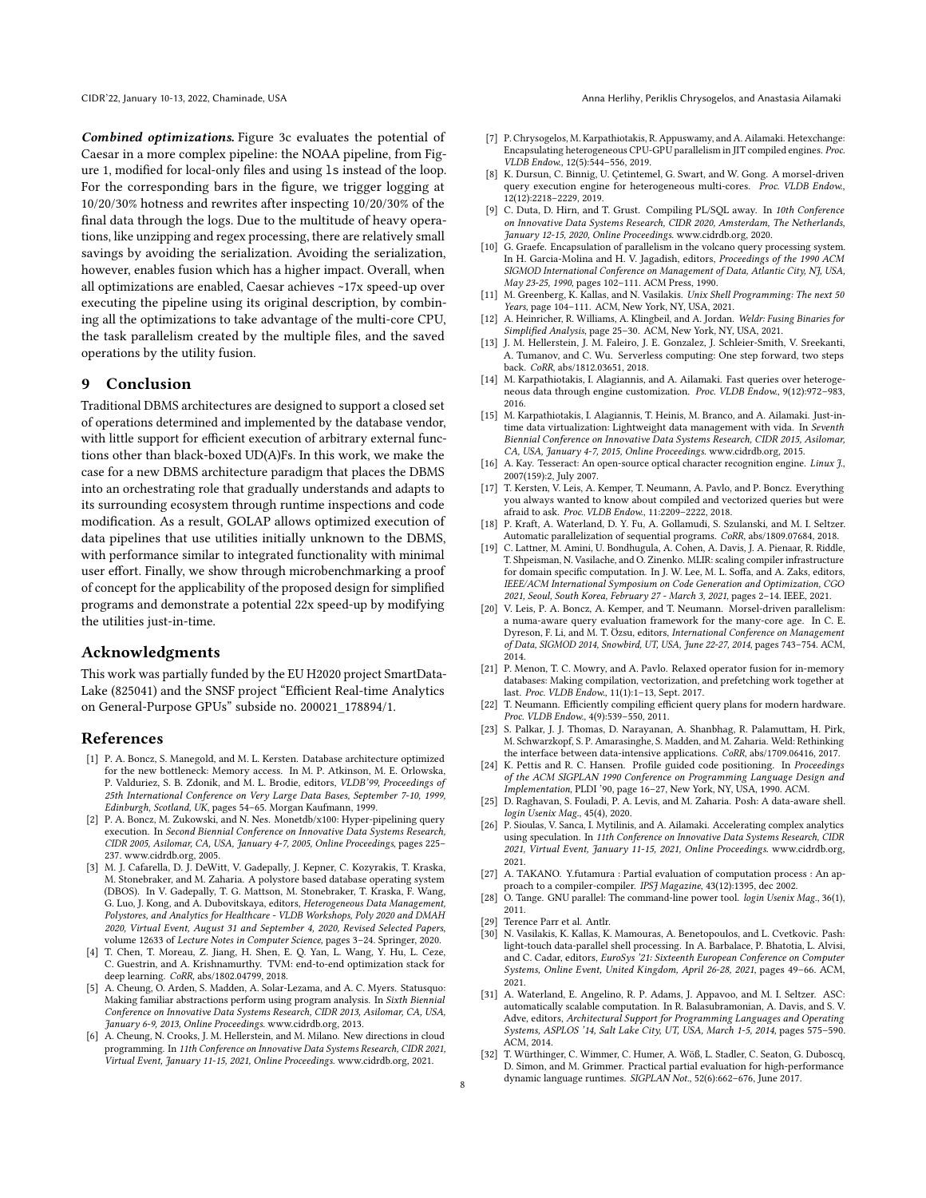***Combined optimizations.*** Figure 3c evaluates the potential of Caesar in a more complex pipeline: the NOAA pipeline, from Figure 1, modified for local-only files and using `ls` instead of the loop. For the corresponding bars in the figure, we trigger logging at 10/20/30% hotness and rewrites after inspecting 10/20/30% of the final data through the logs. Due to the multitude of heavy operations, like unzipping and regex processing, there are relatively small savings by avoiding the serialization. Avoiding the serialization, however, enables fusion which has a higher impact. Overall, when all optimizations are enabled, Caesar achieves ~17x speed-up over executing the pipeline using its original description, by combining all the optimizations to take advantage of the multi-core CPU, the task parallelism created by the multiple files, and the saved operations by the utility fusion.

## 9 Conclusion

Traditional DBMS architectures are designed to support a closed set of operations determined and implemented by the database vendor, with little support for efficient execution of arbitrary external functions other than black-boxed UD(A)Fs. In this work, we make the case for a new DBMS architecture paradigm that places the DBMS into an orchestrating role that gradually understands and adapts to its surrounding ecosystem through runtime inspections and code modification. As a result, GOLAP allows optimized execution of data pipelines that use utilities initially unknown to the DBMS, with performance similar to integrated functionality with minimal user effort. Finally, we show through microbenchmarking a proof of concept for the applicability of the proposed design for simplified programs and demonstrate a potential 22x speed-up by modifying the utilities just-in-time.

## Acknowledgments

This work was partially funded by the EU H2020 project SmartDataLake (825041) and the SNSF project "Efficient Real-time Analytics on General-Purpose GPUs" subside no. 200021_178894/1.

## References

[1] P. A. Boncz, S. Manegold, and M. L. Kersten. Database architecture optimized for the new bottleneck: Memory access. In M. P. Atkinson, M. E. Orlowska, P. Valduriez, S. B. Zdonik, and M. L. Brodie, editors, *VLDB'99, Proceedings of 25th International Conference on Very Large Data Bases, September 7-10, 1999, Edinburgh, Scotland, UK*, pages 54–65. Morgan Kaufmann, 1999.

[2] P. A. Boncz, M. Zukowski, and N. Nes. Monetdb/x100: Hyper-pipelining query execution. In *Second Biennial Conference on Innovative Data Systems Research, CIDR 2005, Asilomar, CA, USA, January 4-7, 2005, Online Proceedings*, pages 225–237. www.cidrdb.org, 2005.

[3] M. J. Cafarella, D. J. DeWitt, V. Gadepally, J. Kepner, C. Kozyrakis, T. Kraska, M. Stonebraker, and M. Zaharia. A polystore based database operating system (DBOS). In V. Gadepally, T. G. Mattson, M. Stonebraker, T. Kraska, F. Wang, G. Luo, J. Kong, and A. Dubovitskaya, editors, *Heterogeneous Data Management, Polystores, and Analytics for Healthcare - VLDB Workshops, Poly 2020 and DMAH 2020, Virtual Event, August 31 and September 4, 2020, Revised Selected Papers*, volume 12633 of *Lecture Notes in Computer Science*, pages 3–24. Springer, 2020.

[4] T. Chen, T. Moreau, Z. Jiang, H. Shen, E. Q. Yan, L. Wang, Y. Hu, L. Ceze, C. Guestrin, and A. Krishnamurthy. TVM: end-to-end optimization stack for deep learning. *CoRR*, abs/1802.04799, 2018.

[5] A. Cheung, O. Arden, S. Madden, A. Solar-Lezama, and A. C. Myers. Statusquo: Making familiar abstractions perform using program analysis. In *Sixth Biennial Conference on Innovative Data Systems Research, CIDR 2013, Asilomar, CA, USA, January 6-9, 2013, Online Proceedings*. www.cidrdb.org, 2013.

[6] A. Cheung, N. Crooks, J. M. Hellerstein, and M. Milano. New directions in cloud programming. In *11th Conference on Innovative Data Systems Research, CIDR 2021, Virtual Event, January 11-15, 2021, Online Proceedings*. www.cidrdb.org, 2021.

[7] P. Chrysogelos, M. Karpathiotakis, R. Appuswamy, and A. Ailamaki. Hetexchange: Encapsulating heterogeneous CPU-GPU parallelism in JIT compiled engines. *Proc. VLDB Endow.*, 12(5):544–556, 2019.

[8] K. Dursun, C. Binnig, U. Çetintemel, G. Swart, and W. Gong. A morsel-driven query execution engine for heterogeneous multi-cores. *Proc. VLDB Endow.*, 12(12):2218–2229, 2019.

[9] C. Duta, D. Hirn, and T. Grust. Compiling PL/SQL away. In *10th Conference on Innovative Data Systems Research, CIDR 2020, Amsterdam, The Netherlands, January 12-15, 2020, Online Proceedings*. www.cidrdb.org, 2020.

[10] G. Graefe. Encapsulation of parallelism in the volcano query processing system. In H. Garcia-Molina and H. V. Jagadish, editors, *Proceedings of the 1990 ACM SIGMOD International Conference on Management of Data, Atlantic City, NJ, USA, May 23-25, 1990*, pages 102–111. ACM Press, 1990.

[11] M. Greenberg, K. Kallas, and N. Vasilakis. *Unix Shell Programming: The next 50 Years*, page 104–111. ACM, New York, NY, USA, 2021.

[12] A. Heinricher, R. Williams, A. Klingbeil, and A. Jordan. *Weldr: Fusing Binaries for Simplified Analysis*, page 25–30. ACM, New York, NY, USA, 2021.

[13] J. M. Hellerstein, J. M. Faleiro, J. E. Gonzalez, J. Schleier-Smith, V. Sreekanti, A. Tumanov, and C. Wu. Serverless computing: One step forward, two steps back. *CoRR*, abs/1812.03651, 2018.

[14] M. Karpathiotakis, I. Alagiannis, and A. Ailamaki. Fast queries over heterogeneous data through engine customization. *Proc. VLDB Endow.*, 9(12):972–983, 2016.

[15] M. Karpathiotakis, I. Alagiannis, T. Heinis, M. Branco, and A. Ailamaki. Just-in-time data virtualization: Lightweight data management with vida. In *Seventh Biennial Conference on Innovative Data Systems Research, CIDR 2015, Asilomar, CA, USA, January 4-7, 2015, Online Proceedings*. www.cidrdb.org, 2015.

[16] A. Kay. Tesseract: An open-source optical character recognition engine. *Linux J.*, 2007(159):2, July 2007.

[17] T. Kersten, V. Leis, A. Kemper, T. Neumann, A. Pavlo, and P. Boncz. Everything you always wanted to know about compiled and vectorized queries but were afraid to ask. *Proc. VLDB Endow.*, 11:2209–2222, 2018.

[18] P. Kraft, A. Waterland, D. Y. Fu, A. Gollamudi, S. Szulanski, and M. I. Seltzer. Automatic parallelization of sequential programs. *CoRR*, abs/1809.07684, 2018.

[19] C. Lattner, M. Amini, U. Bondhugula, A. Cohen, A. Davis, J. A. Pienaar, R. Riddle, T. Shpeisman, N. Vasilache, and O. Zinenko. MLIR: scaling compiler infrastructure for domain specific computation. In J. W. Lee, M. L. Soffa, and A. Zaks, editors, *IEEE/ACM International Symposium on Code Generation and Optimization, CGO 2021, Seoul, South Korea, February 27 - March 3, 2021*, pages 2–14. IEEE, 2021.

[20] V. Leis, P. A. Boncz, A. Kemper, and T. Neumann. Morsel-driven parallelism: a numa-aware query evaluation framework for the many-core age. In C. E. Dyreson, F. Li, and M. T. Özsu, editors, *International Conference on Management of Data, SIGMOD 2014, Snowbird, UT, USA, June 22-27, 2014*, pages 743–754. ACM, 2014.

[21] P. Menon, T. C. Mowry, and A. Pavlo. Relaxed operator fusion for in-memory databases: Making compilation, vectorization, and prefetching work together at last. *Proc. VLDB Endow.*, 11(1):1–13, Sept. 2017.

[22] T. Neumann. Efficiently compiling efficient query plans for modern hardware. *Proc. VLDB Endow.*, 4(9):539–550, 2011.

[23] S. Palkar, J. J. Thomas, D. Narayanan, A. Shanbhag, R. Palamuttam, H. Pirk, M. Schwarzkopf, S. P. Amarasinghe, S. Madden, and M. Zaharia. Weld: Rethinking the interface between data-intensive applications. *CoRR*, abs/1709.06416, 2017.

[24] K. Pettis and R. C. Hansen. Profile guided code positioning. In *Proceedings of the ACM SIGPLAN 1990 Conference on Programming Language Design and Implementation*, PLDI '90, page 16–27, New York, NY, USA, 1990. ACM.

[25] D. Raghavan, S. Fouladi, P. A. Levis, and M. Zaharia. Posh: A data-aware shell. *login Usenix Mag.*, 45(4), 2020.

[26] P. Sioulas, V. Sanca, I. Mytilinis, and A. Ailamaki. Accelerating complex analytics using speculation. In *11th Conference on Innovative Data Systems Research, CIDR 2021, Virtual Event, January 11-15, 2021, Online Proceedings*. www.cidrdb.org, 2021.

[27] A. TAKANO. Y.futamura : Partial evaluation of computation process : An approach to a compiler-compiler. *IPSJ Magazine*, 43(12):1395, dec 2002.

[28] O. Tange. GNU parallel: The command-line power tool. *login Usenix Mag.*, 36(1), 2011.

[29] Terence Parr et al. Antlr.

[30] N. Vasilakis, K. Kallas, K. Mamouras, A. Benetopoulos, and L. Cvetkovic. Pash: light-touch data-parallel shell processing. In A. Barbalace, P. Bhatotia, L. Alvisi, and C. Cadar, editors, *EuroSys '21: Sixteenth European Conference on Computer Systems, Online Event, United Kingdom, April 26-28, 2021*, pages 49–66. ACM, 2021.

[31] A. Waterland, E. Angelino, R. P. Adams, J. Appavoo, and M. I. Seltzer. ASC: automatically scalable computation. In R. Balasubramonian, A. Davis, and S. V. Adve, editors, *Architectural Support for Programming Languages and Operating Systems, ASPLOS '14, Salt Lake City, UT, USA, March 1-5, 2014*, pages 575–590. ACM, 2014.

[32] T. Würthinger, C. Wimmer, C. Humer, A. Wöß, L. Stadler, C. Seaton, G. Duboscq, D. Simon, and M. Grimmer. Practical partial evaluation for high-performance dynamic language runtimes. *SIGPLAN Not.*, 52(6):662–676, June 2017.